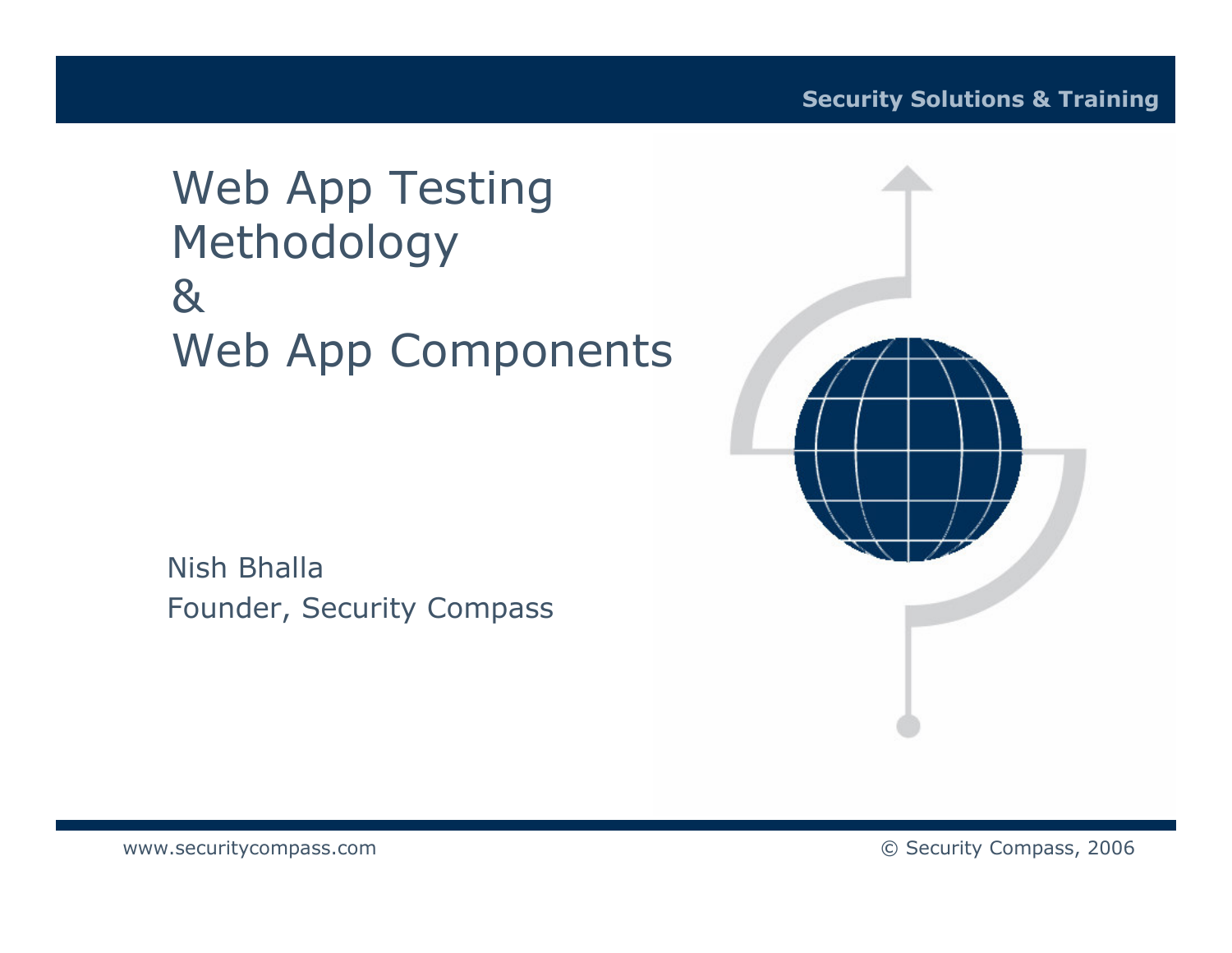Security Solutions & Training

# Web App Testing Methodology & Web App Components

Nish Bhalla
Founder, Security Compass

www.securitycompass.com

© Security Compass, 2006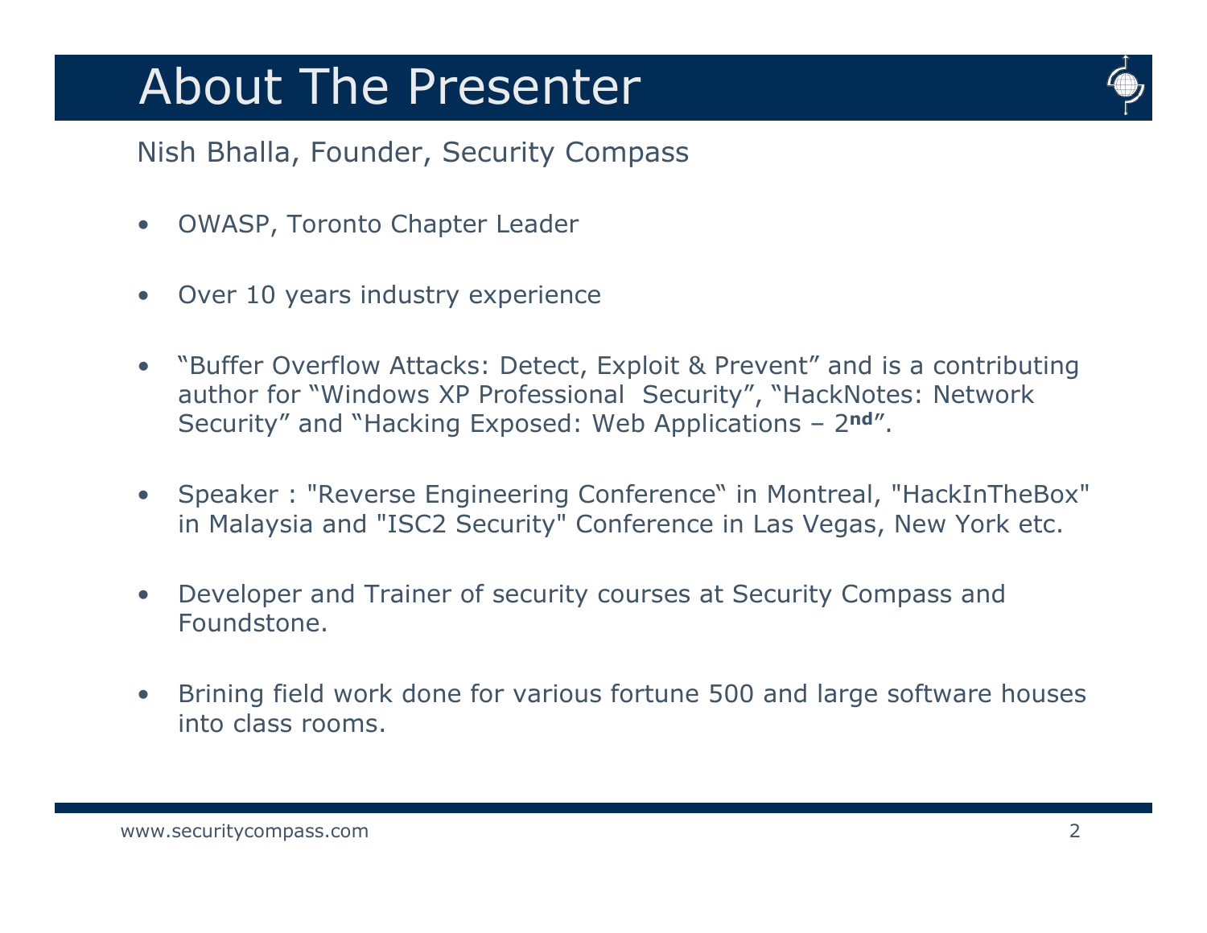# About The Presenter

Nish Bhalla, Founder, Security Compass

- OWASP, Toronto Chapter Leader
- Over 10 years industry experience
- "Buffer Overflow Attacks: Detect, Exploit & Prevent" and is a contributing author for "Windows XP Professional Security", "HackNotes: Network Security" and "Hacking Exposed: Web Applications – 2nd".
- Speaker : "Reverse Engineering Conference" in Montreal, "HackInTheBox" in Malaysia and "ISC2 Security" Conference in Las Vegas, New York etc.
- Developer and Trainer of security courses at Security Compass and Foundstone.
- Brining field work done for various fortune 500 and large software houses into class rooms.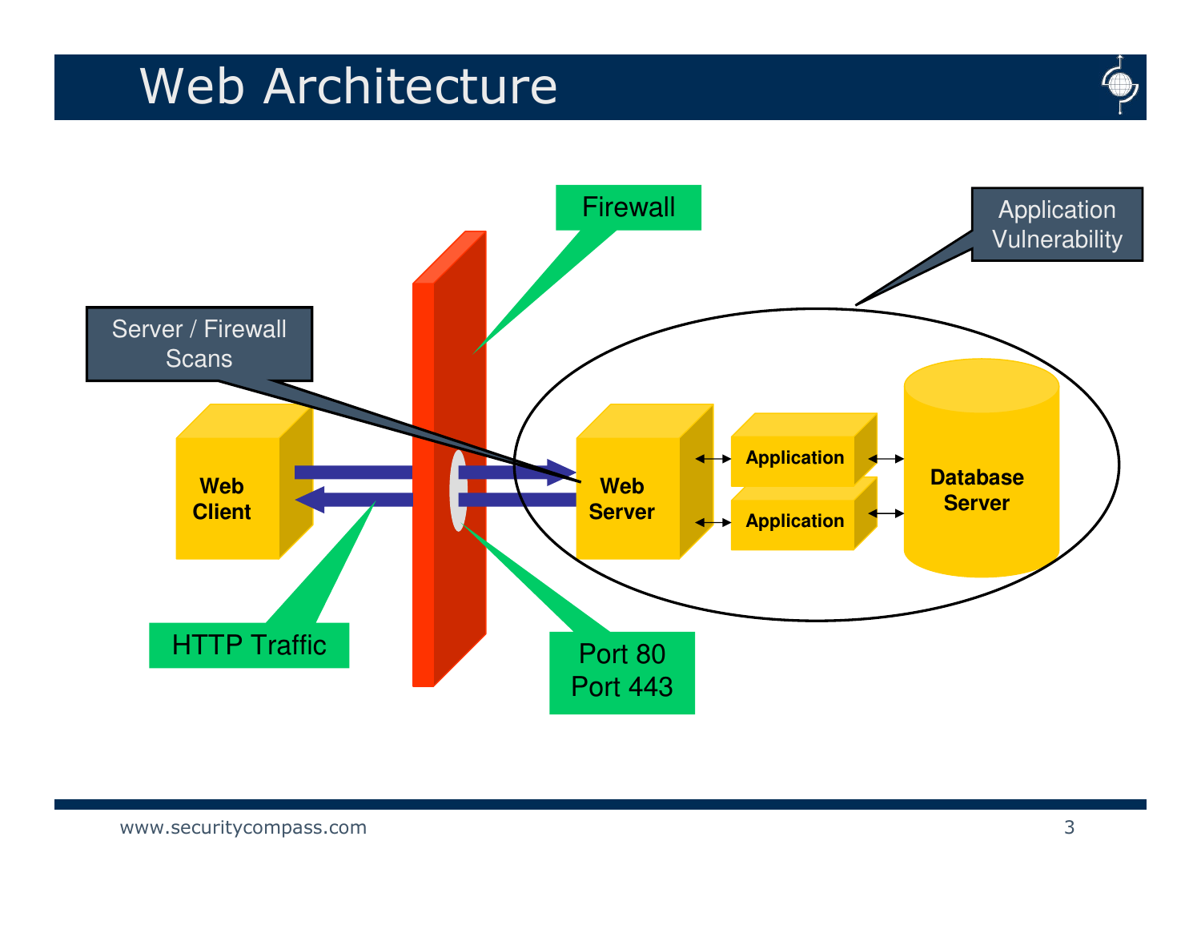# Web Architecture

Firewall

Application Vulnerability

Server / Firewall Scans

Web Client

Web Server

Application

Application

Database Server

HTTP Traffic

Port 80
Port 443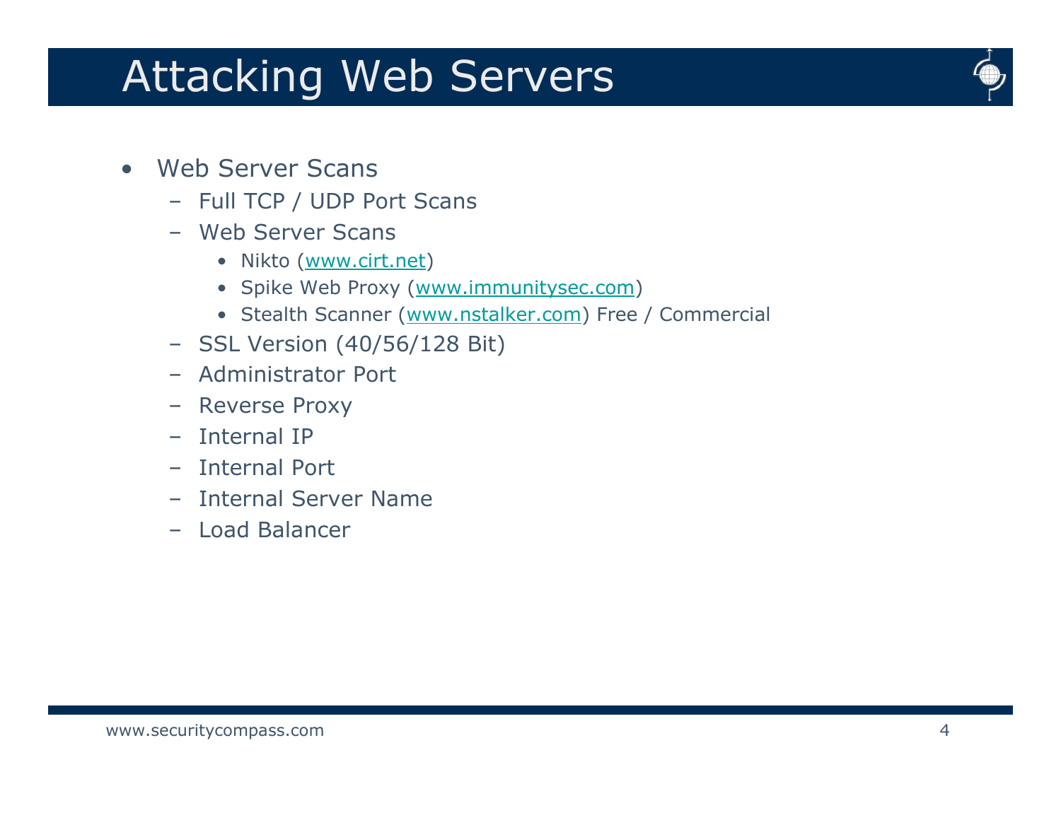# Attacking Web Servers

- Web Server Scans
  - Full TCP / UDP Port Scans
  - Web Server Scans
    - Nikto (www.cirt.net)
    - Spike Web Proxy (www.immunitysec.com)
    - Stealth Scanner (www.nstalker.com) Free / Commercial
  - SSL Version (40/56/128 Bit)
  - Administrator Port
  - Reverse Proxy
  - Internal IP
  - Internal Port
  - Internal Server Name
  - Load Balancer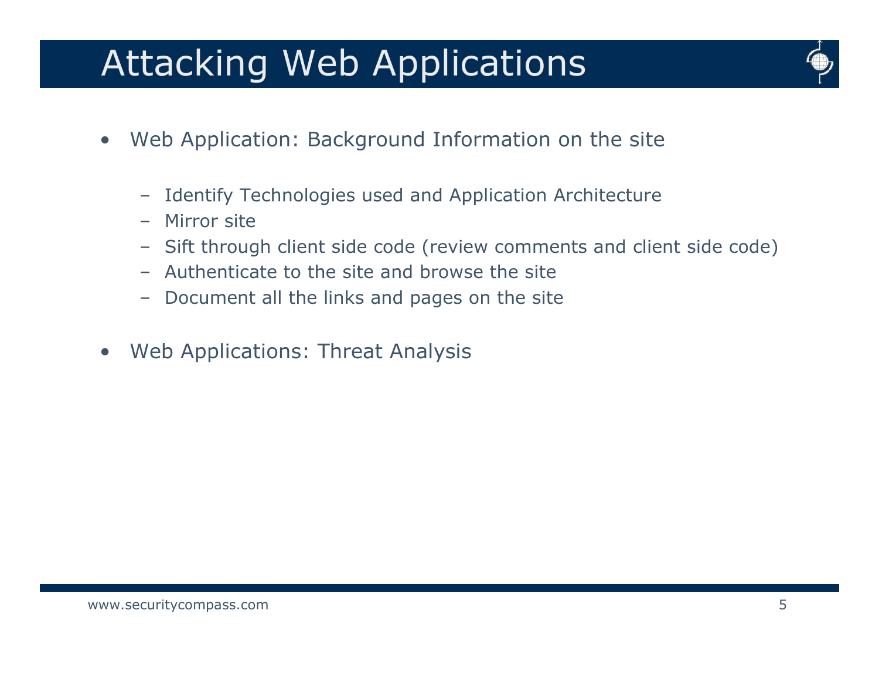# Attacking Web Applications

- Web Application: Background Information on the site
  - Identify Technologies used and Application Architecture
  - Mirror site
  - Sift through client side code (review comments and client side code)
  - Authenticate to the site and browse the site
  - Document all the links and pages on the site

- Web Applications: Threat Analysis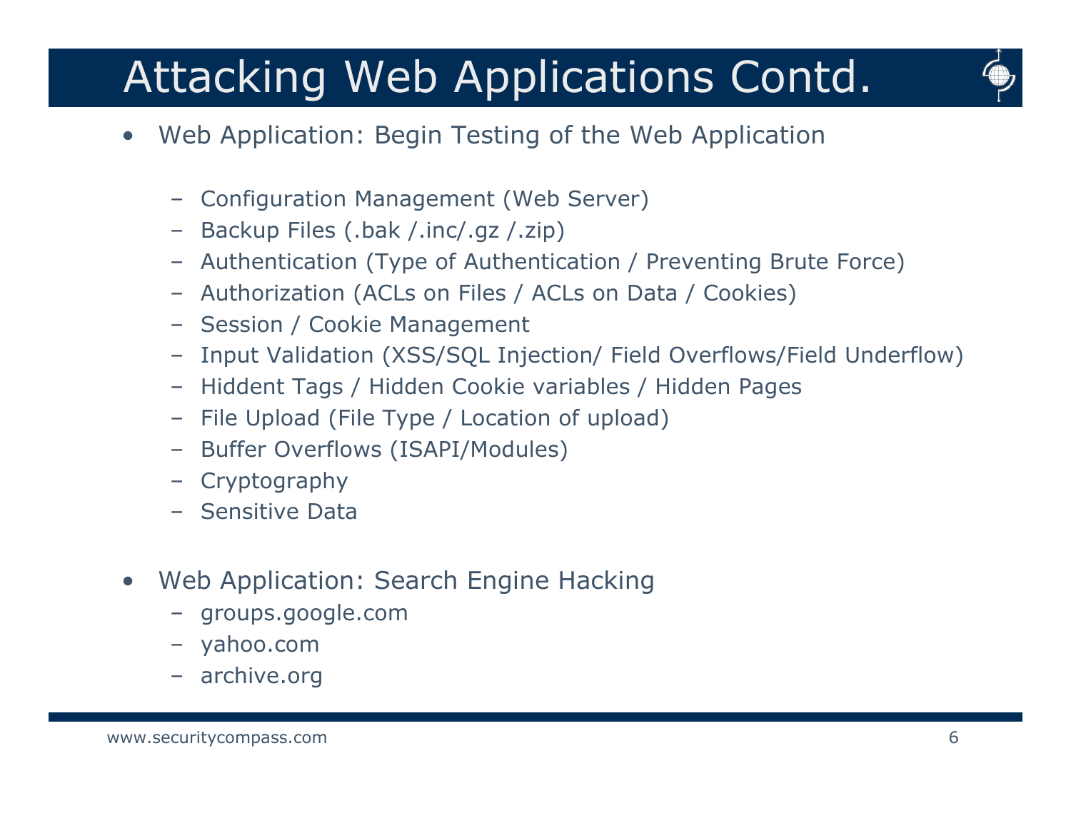# Attacking Web Applications Contd.

- Web Application: Begin Testing of the Web Application

  - Configuration Management (Web Server)
  - Backup Files (.bak /.inc/.gz /.zip)
  - Authentication (Type of Authentication / Preventing Brute Force)
  - Authorization (ACLs on Files / ACLs on Data / Cookies)
  - Session / Cookie Management
  - Input Validation (XSS/SQL Injection/ Field Overflows/Field Underflow)
  - Hiddent Tags / Hidden Cookie variables / Hidden Pages
  - File Upload (File Type / Location of upload)
  - Buffer Overflows (ISAPI/Modules)
  - Cryptography
  - Sensitive Data

- Web Application: Search Engine Hacking
  - groups.google.com
  - yahoo.com
  - archive.org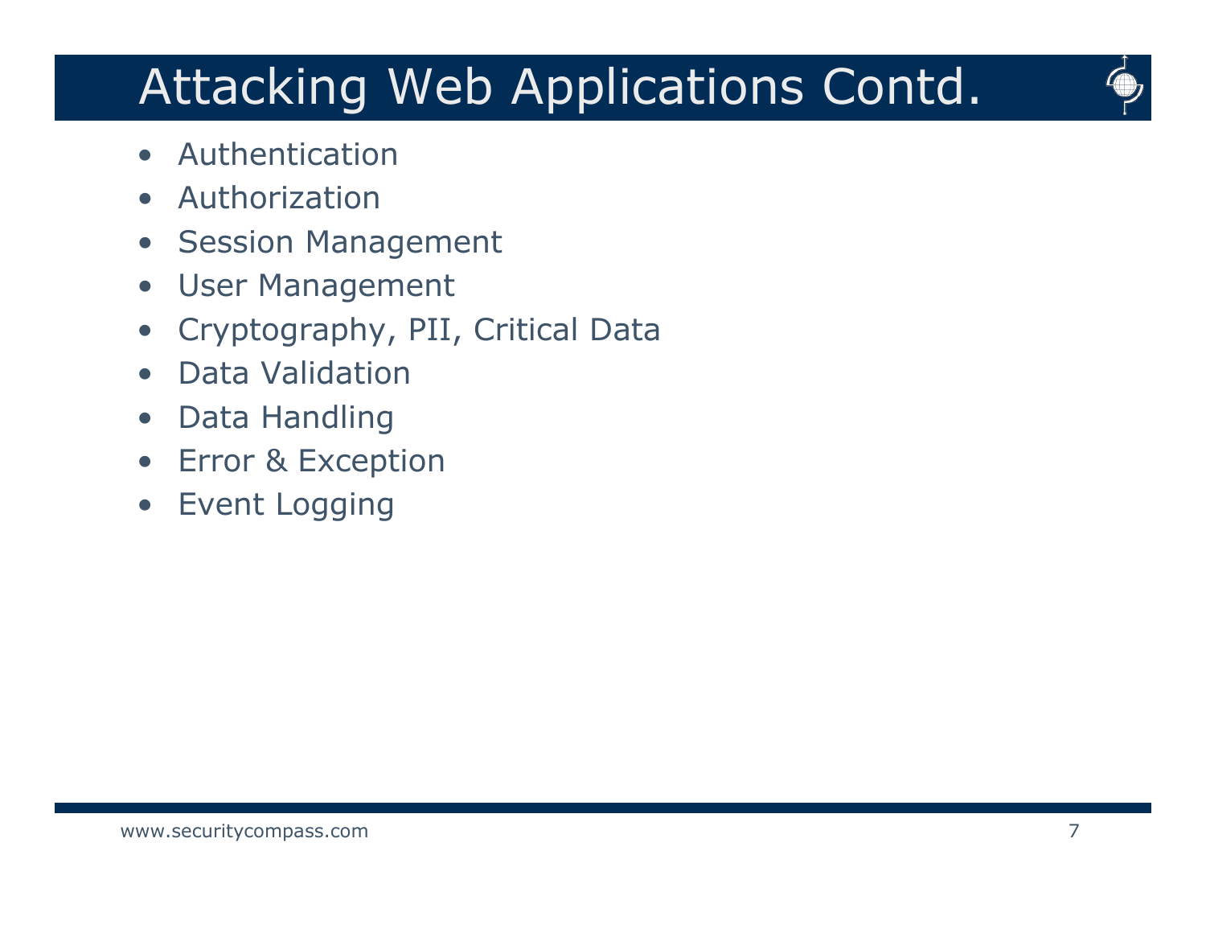# Attacking Web Applications Contd.

- Authentication
- Authorization
- Session Management
- User Management
- Cryptography, PII, Critical Data
- Data Validation
- Data Handling
- Error & Exception
- Event Logging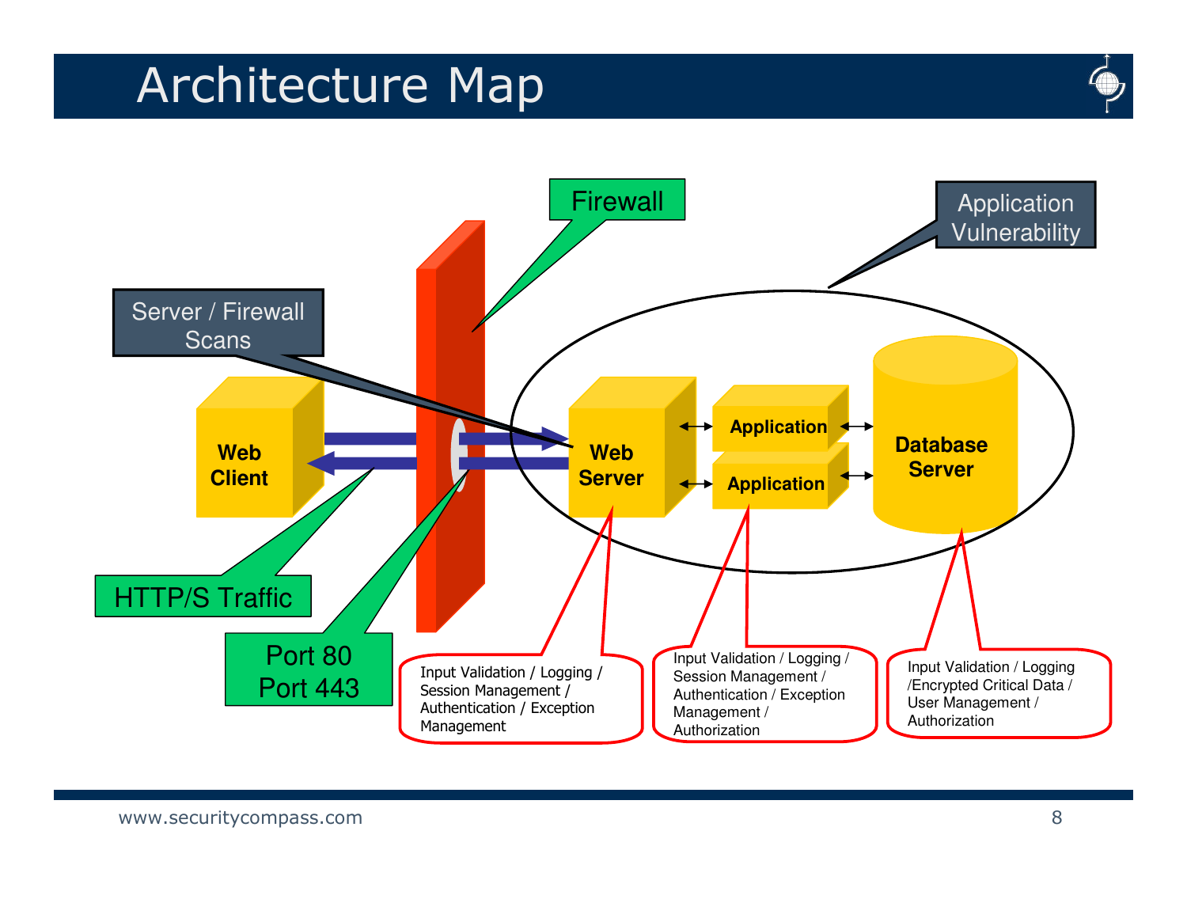# Architecture Map

Firewall

Application Vulnerability

Server / Firewall Scans

Web Client

Web Server

Application

Application

Database Server

HTTP/S Traffic

Port 80
Port 443

Input Validation / Logging / Session Management / Authentication / Exception Management

Input Validation / Logging / Session Management / Authentication / Exception Management / Authorization

Input Validation / Logging /Encrypted Critical Data / User Management / Authorization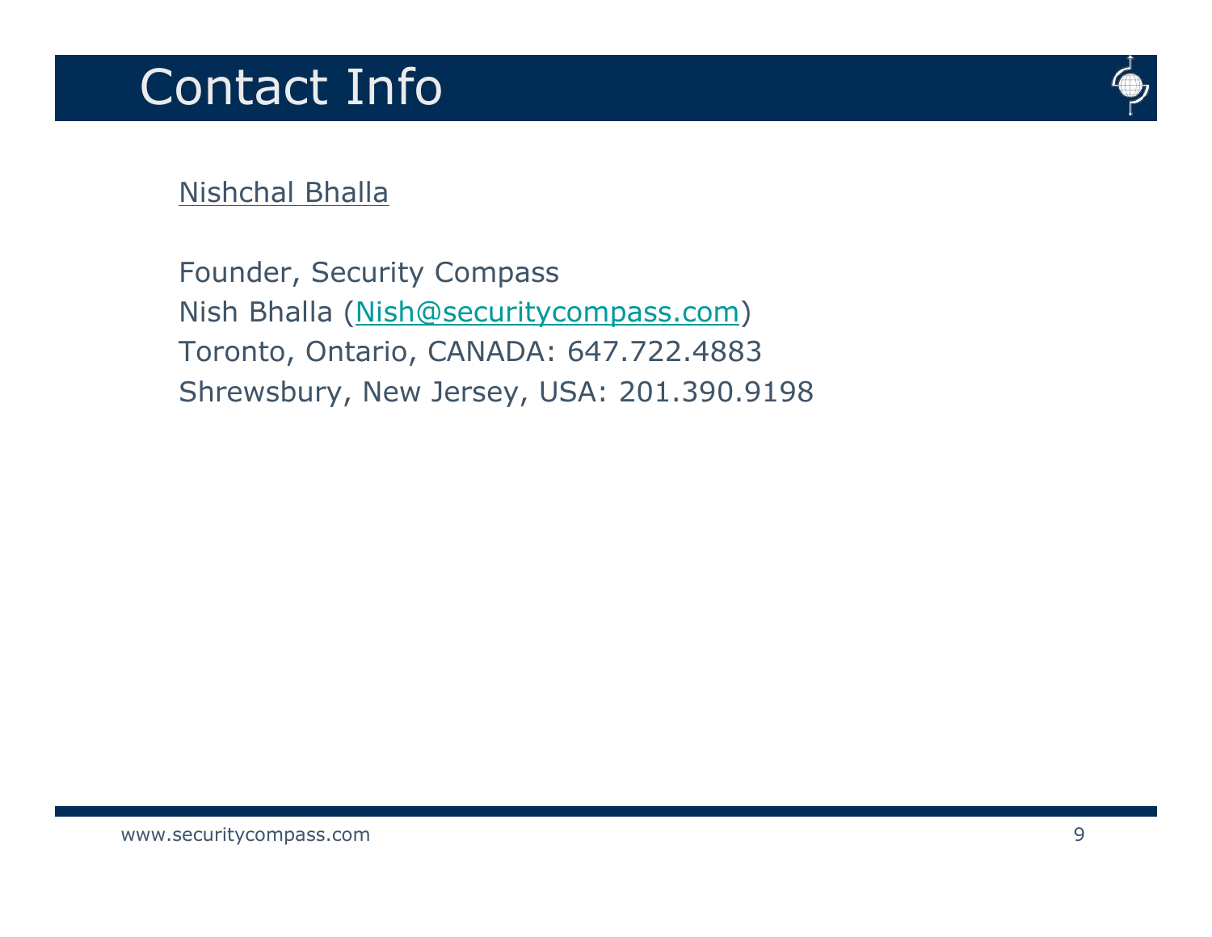# Contact Info

Nishchal Bhalla

Founder, Security Compass
Nish Bhalla (Nish@securitycompass.com)
Toronto, Ontario, CANADA: 647.722.4883
Shrewsbury, New Jersey, USA: 201.390.9198